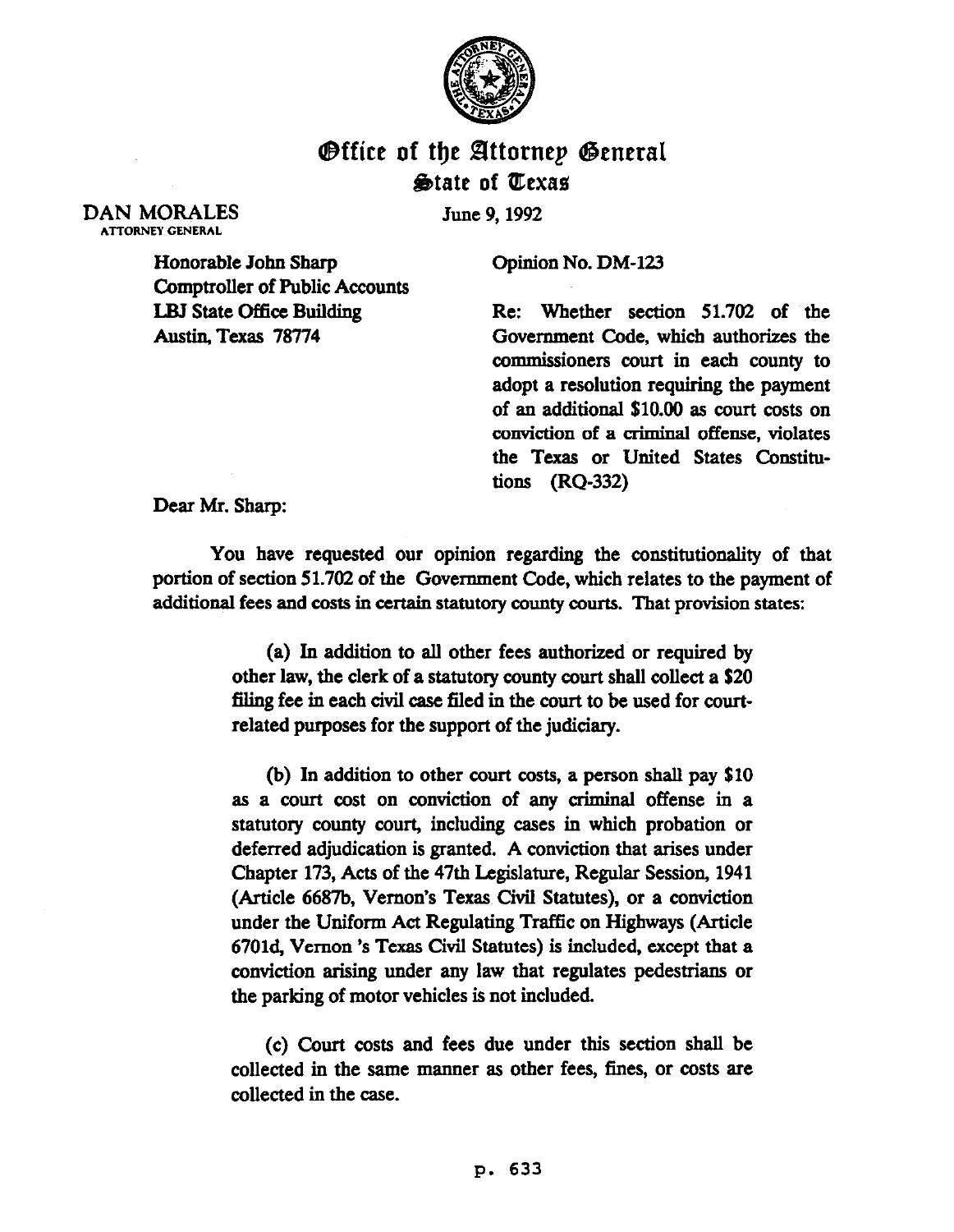# Office of the Attorney General
## State of Texas

DAN MORALES
ATTORNEY GENERAL

June 9, 1992

Honorable John Sharp
Comptroller of Public Accounts
LBJ State Office Building
Austin, Texas 78774

Opinion No. DM-123

Re: Whether section 51.702 of the Government Code, which authorizes the commissioners court in each county to adopt a resolution requiring the payment of an additional $10.00 as court costs on conviction of a criminal offense, violates the Texas or United States Constitutions (RQ-332)

Dear Mr. Sharp:

You have requested our opinion regarding the constitutionality of that portion of section 51.702 of the Government Code, which relates to the payment of additional fees and costs in certain statutory county courts. That provision states:

> (a) In addition to all other fees authorized or required by other law, the clerk of a statutory county court shall collect a $20 filing fee in each civil case filed in the court to be used for court-related purposes for the support of the judiciary.
>
> (b) In addition to other court costs, a person shall pay $10 as a court cost on conviction of any criminal offense in a statutory county court, including cases in which probation or deferred adjudication is granted. A conviction that arises under Chapter 173, Acts of the 47th Legislature, Regular Session, 1941 (Article 6687b, Vernon's Texas Civil Statutes), or a conviction under the Uniform Act Regulating Traffic on Highways (Article 6701d, Vernon 's Texas Civil Statutes) is included, except that a conviction arising under any law that regulates pedestrians or the parking of motor vehicles is not included.
>
> (c) Court costs and fees due under this section shall be collected in the same manner as other fees, fines, or costs are collected in the case.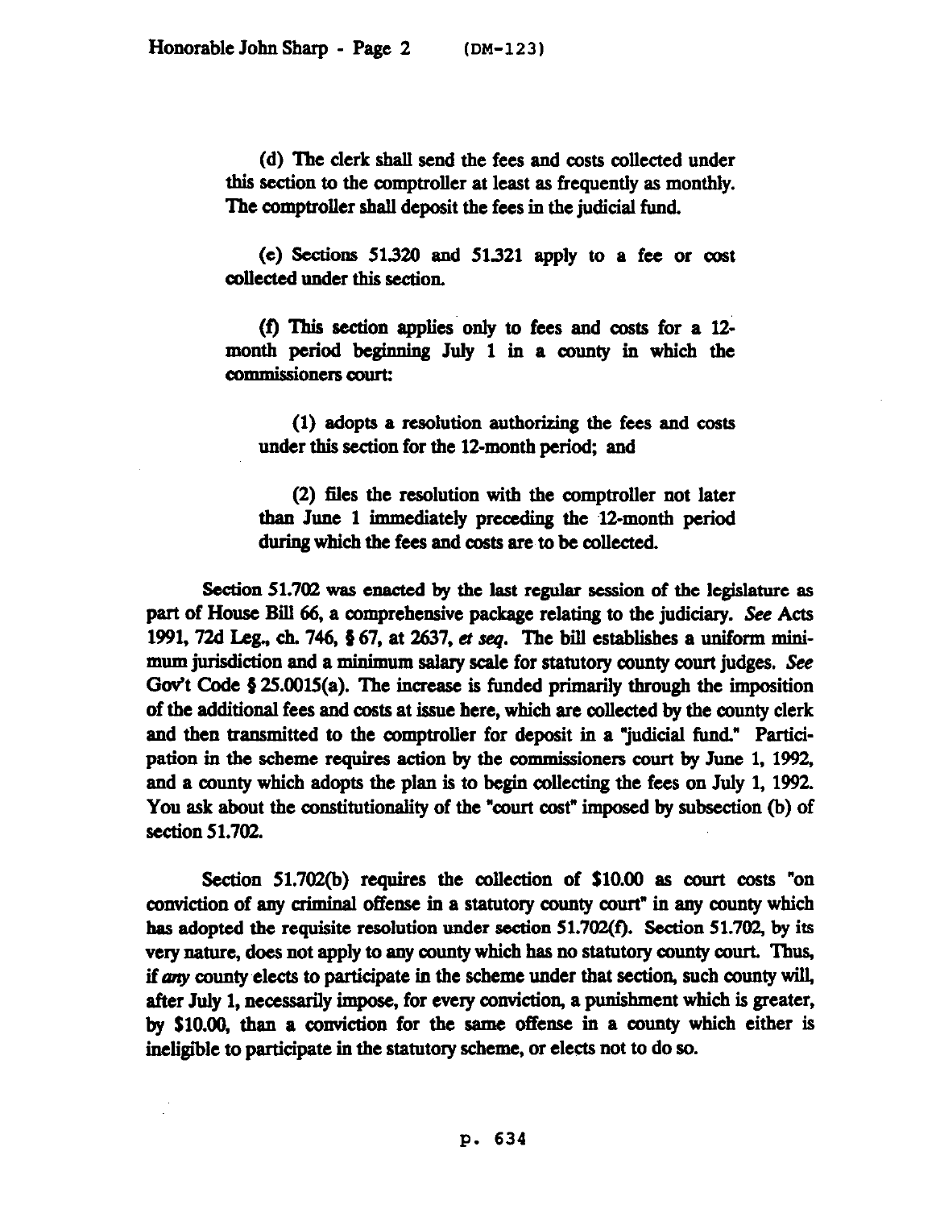(d) The clerk shall send the fees and costs collected under this section to the comptroller at least as frequently as monthly. The comptroller shall deposit the fees in the judicial fund.

(e) Sections 51.320 and 51.321 apply to a fee or cost collected under this section.

(f) This section applies only to fees and costs for a 12-month period beginning July 1 in a county in which the commissioners court:

(1) adopts a resolution authorizing the fees and costs under this section for the 12-month period; and

(2) files the resolution with the comptroller not later than June 1 immediately preceding the 12-month period during which the fees and costs are to be collected.

Section 51.702 was enacted by the last regular session of the legislature as part of House Bill 66, a comprehensive package relating to the judiciary. *See* Acts 1991, 72d Leg., ch. 746, § 67, at 2637, *et seq.* The bill establishes a uniform minimum jurisdiction and a minimum salary scale for statutory county court judges. *See* Gov't Code § 25.0015(a). The increase is funded primarily through the imposition of the additional fees and costs at issue here, which are collected by the county clerk and then transmitted to the comptroller for deposit in a "judicial fund." Participation in the scheme requires action by the commissioners court by June 1, 1992, and a county which adopts the plan is to begin collecting the fees on July 1, 1992. You ask about the constitutionality of the "court cost" imposed by subsection (b) of section 51.702.

Section 51.702(b) requires the collection of $10.00 as court costs "on conviction of any criminal offense in a statutory county court" in any county which has adopted the requisite resolution under section 51.702(f). Section 51.702, by its very nature, does not apply to any county which has no statutory county court. Thus, if *any* county elects to participate in the scheme under that section, such county will, after July 1, necessarily impose, for every conviction, a punishment which is greater, by $10.00, than a conviction for the same offense in a county which either is ineligible to participate in the statutory scheme, or elects not to do so.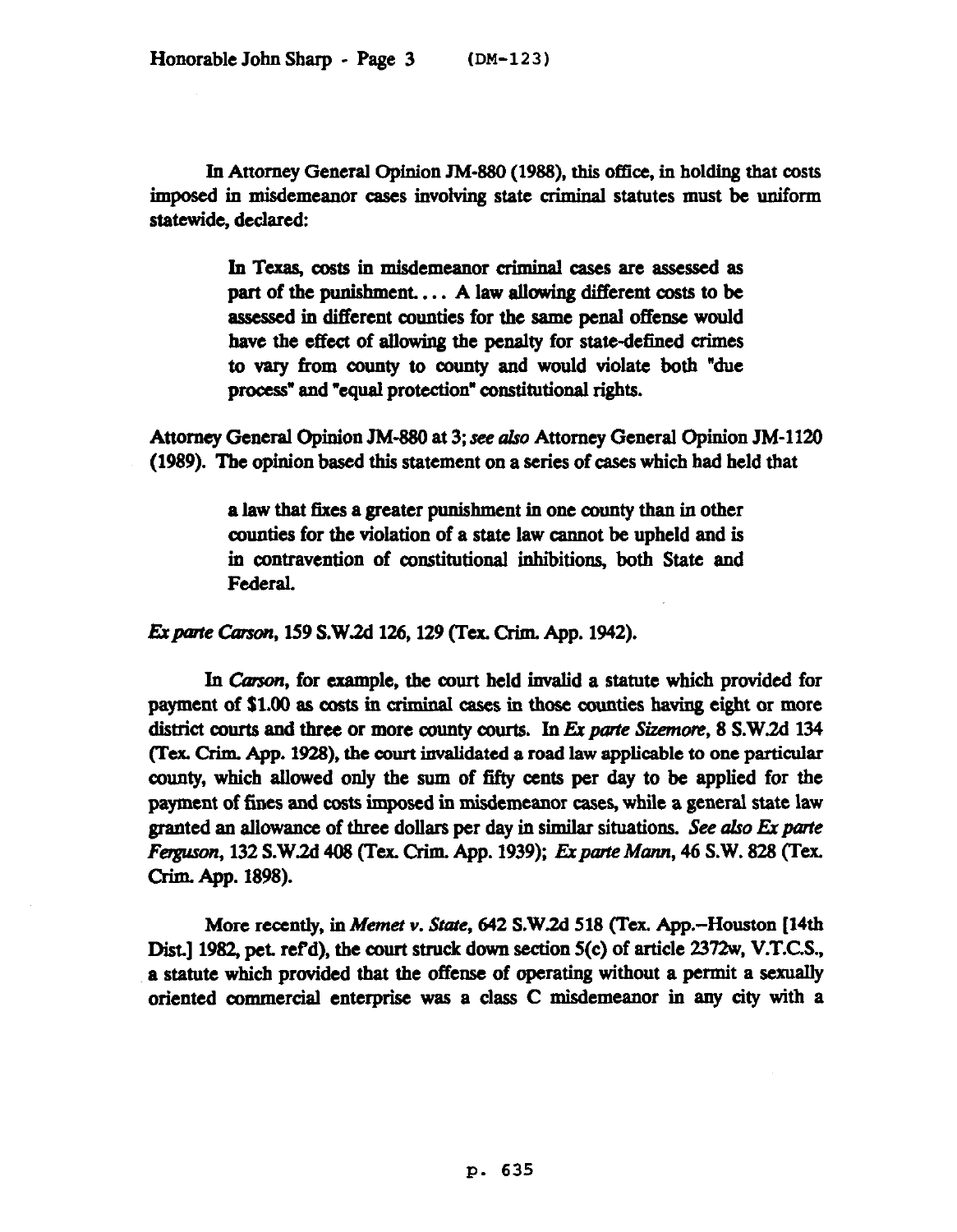In Attorney General Opinion JM-880 (1988), this office, in holding that costs imposed in misdemeanor cases involving state criminal statutes must be uniform statewide, declared:

> In Texas, costs in misdemeanor criminal cases are assessed as part of the punishment. . . . A law allowing different costs to be assessed in different counties for the same penal offense would have the effect of allowing the penalty for state-defined crimes to vary from county to county and would violate both "due process" and "equal protection" constitutional rights.

Attorney General Opinion JM-880 at 3; *see also* Attorney General Opinion JM-1120 (1989). The opinion based this statement on a series of cases which had held that

> a law that fixes a greater punishment in one county than in other counties for the violation of a state law cannot be upheld and is in contravention of constitutional inhibitions, both State and Federal.

*Ex parte Carson*, 159 S.W.2d 126, 129 (Tex. Crim. App. 1942).

In *Carson*, for example, the court held invalid a statute which provided for payment of $1.00 as costs in criminal cases in those counties having eight or more district courts and three or more county courts. In *Ex parte Sizemore*, 8 S.W.2d 134 (Tex. Crim. App. 1928), the court invalidated a road law applicable to one particular county, which allowed only the sum of fifty cents per day to be applied for the payment of fines and costs imposed in misdemeanor cases, while a general state law granted an allowance of three dollars per day in similar situations. *See also Ex parte Ferguson*, 132 S.W.2d 408 (Tex. Crim. App. 1939); *Ex parte Mann*, 46 S.W. 828 (Tex. Crim. App. 1898).

More recently, in *Memet v. State*, 642 S.W.2d 518 (Tex. App.--Houston [14th Dist.] 1982, pet. ref'd), the court struck down section 5(c) of article 2372w, V.T.C.S., a statute which provided that the offense of operating without a permit a sexually oriented commercial enterprise was a class C misdemeanor in any city with a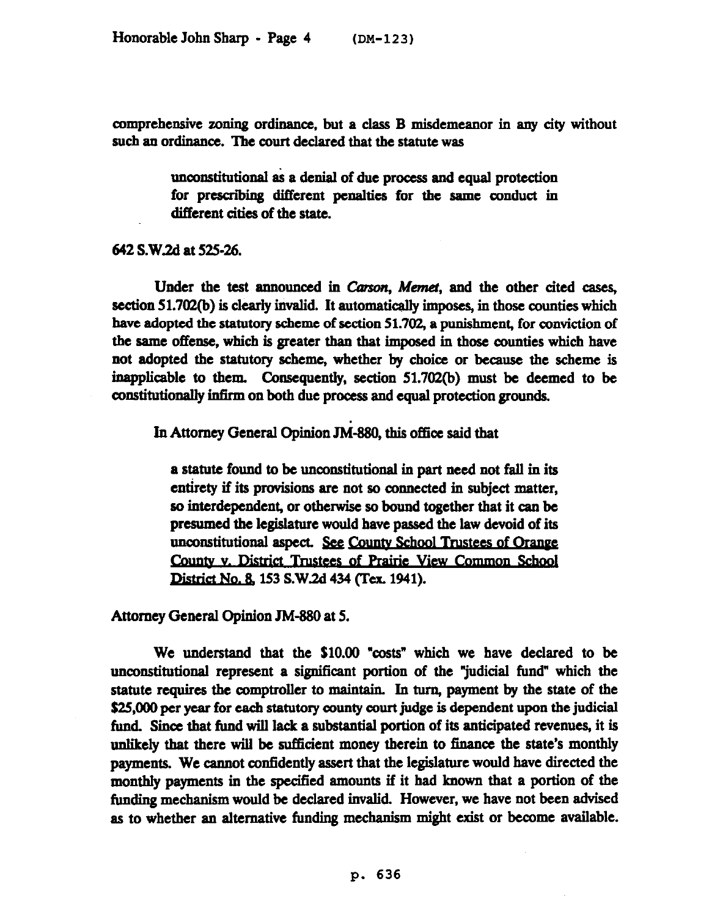comprehensive zoning ordinance, but a class B misdemeanor in any city without such an ordinance. The court declared that the statute was

> unconstitutional as a denial of due process and equal protection for prescribing different penalties for the same conduct in different cities of the state.

642 S.W.2d at 525-26.

Under the test announced in *Carson*, *Memet*, and the other cited cases, section 51.702(b) is clearly invalid. It automatically imposes, in those counties which have adopted the statutory scheme of section 51.702, a punishment, for conviction of the same offense, which is greater than that imposed in those counties which have not adopted the statutory scheme, whether by choice or because the scheme is inapplicable to them. Consequently, section 51.702(b) must be deemed to be constitutionally infirm on both due process and equal protection grounds.

In Attorney General Opinion JM-880, this office said that

> a statute found to be unconstitutional in part need not fall in its entirety if its provisions are not so connected in subject matter, so interdependent, or otherwise so bound together that it can be presumed the legislature would have passed the law devoid of its unconstitutional aspect. See County School Trustees of Orange County v. District Trustees of Prairie View Common School District No. 8, 153 S.W.2d 434 (Tex. 1941).

Attorney General Opinion JM-880 at 5.

We understand that the $10.00 "costs" which we have declared to be unconstitutional represent a significant portion of the "judicial fund" which the statute requires the comptroller to maintain. In turn, payment by the state of the $25,000 per year for each statutory county court judge is dependent upon the judicial fund. Since that fund will lack a substantial portion of its anticipated revenues, it is unlikely that there will be sufficient money therein to finance the state's monthly payments. We cannot confidently assert that the legislature would have directed the monthly payments in the specified amounts if it had known that a portion of the funding mechanism would be declared invalid. However, we have not been advised as to whether an alternative funding mechanism might exist or become available.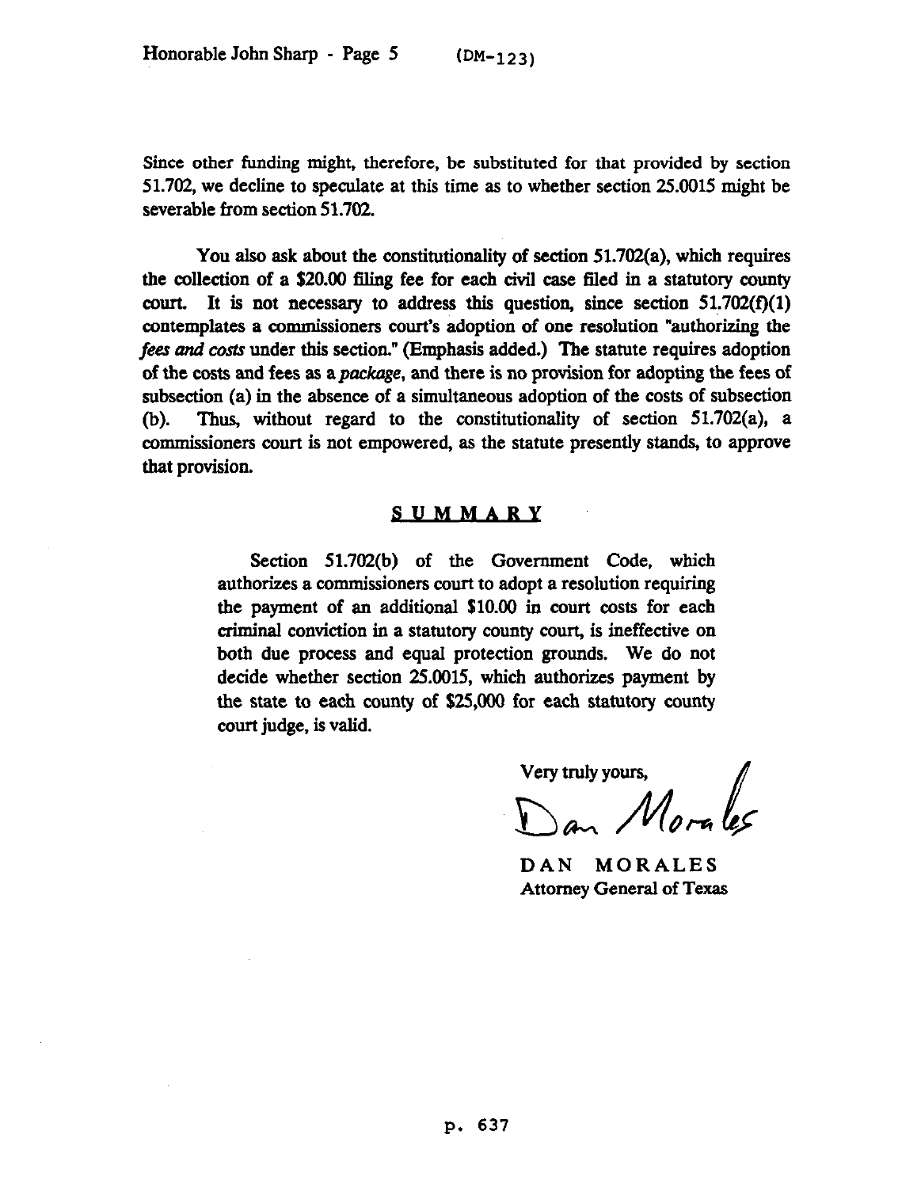Since other funding might, therefore, be substituted for that provided by section 51.702, we decline to speculate at this time as to whether section 25.0015 might be severable from section 51.702.

You also ask about the constitutionality of section 51.702(a), which requires the collection of a $20.00 filing fee for each civil case filed in a statutory county court. It is not necessary to address this question, since section 51.702(f)(1) contemplates a commissioners court's adoption of one resolution "authorizing the *fees and costs* under this section." (Emphasis added.) The statute requires adoption of the costs and fees as a *package*, and there is no provision for adopting the fees of subsection (a) in the absence of a simultaneous adoption of the costs of subsection (b). Thus, without regard to the constitutionality of section 51.702(a), a commissioners court is not empowered, as the statute presently stands, to approve that provision.

## SUMMARY

Section 51.702(b) of the Government Code, which authorizes a commissioners court to adopt a resolution requiring the payment of an additional $10.00 in court costs for each criminal conviction in a statutory county court, is ineffective on both due process and equal protection grounds. We do not decide whether section 25.0015, which authorizes payment by the state to each county of $25,000 for each statutory county court judge, is valid.

Very truly yours,

Dan Morales

DAN MORALES
Attorney General of Texas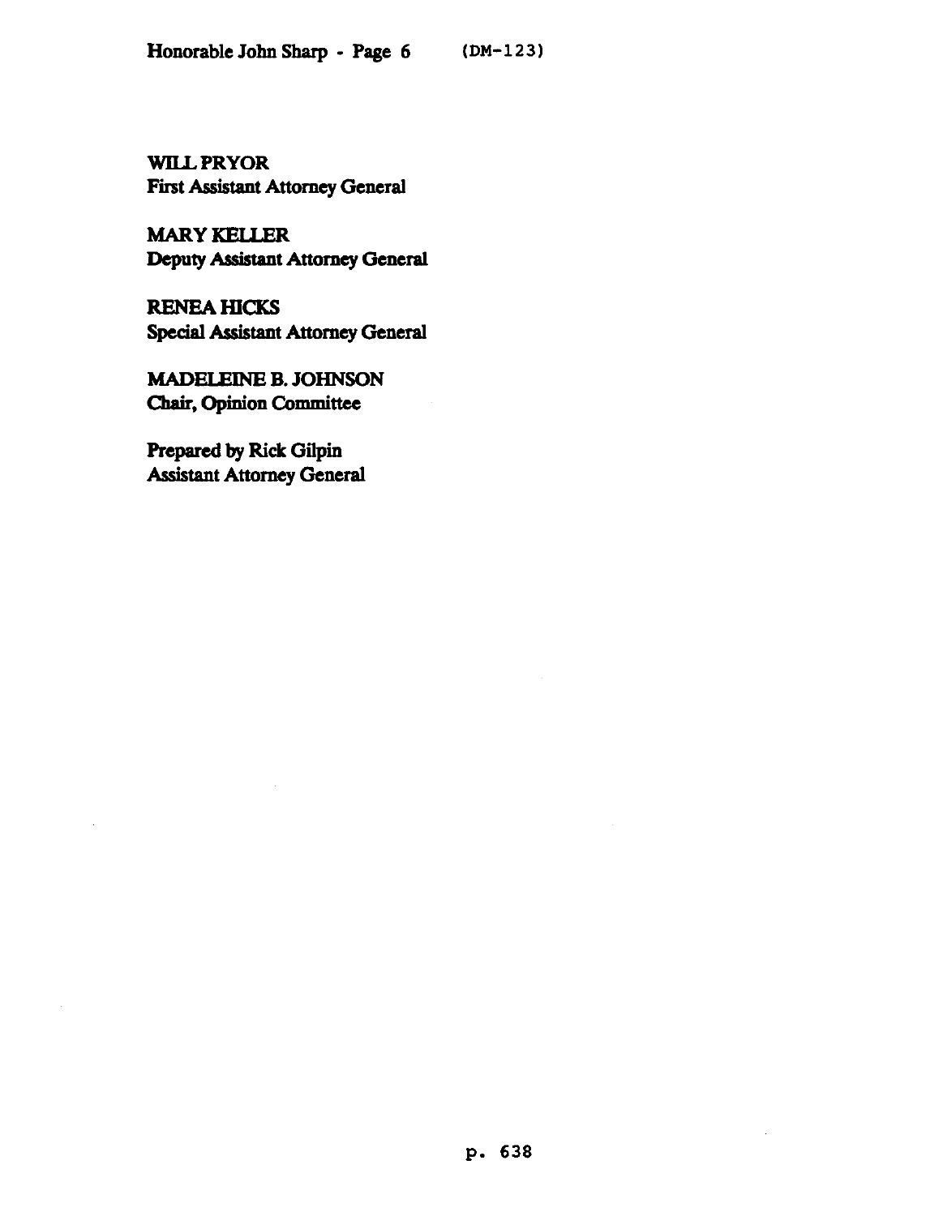**WILL PRYOR**
**First Assistant Attorney General**

**MARY KELLER**
**Deputy Assistant Attorney General**

**RENEA HICKS**
**Special Assistant Attorney General**

**MADELEINE B. JOHNSON**
**Chair, Opinion Committee**

**Prepared by Rick Gilpin**
**Assistant Attorney General**